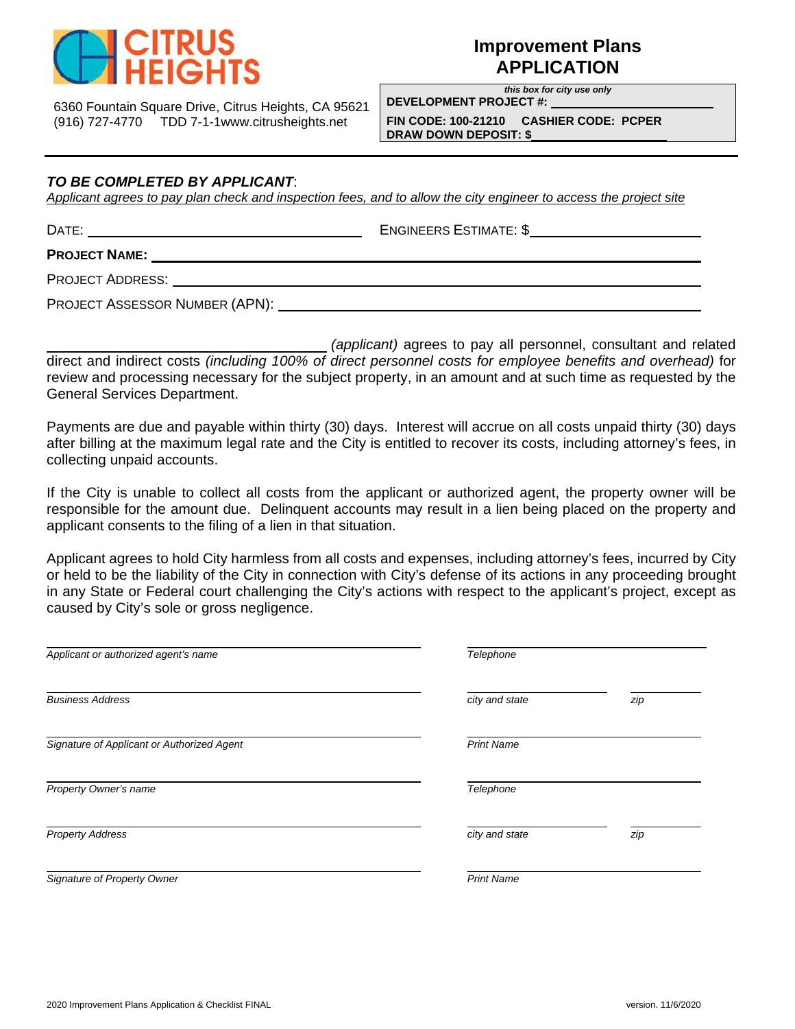CITRUS HEIGHTS

6360 Fountain Square Drive, Citrus Heights, CA 95621
(916) 727-4770 TDD 7-1-1www.citrusheights.net

# Improvement Plans APPLICATION

*this box for city use only*

**DEVELOPMENT PROJECT #:** \_\_\_\_\_\_\_\_\_\_\_\_\_\_\_\_\_\_\_\_

**FIN CODE: 100-21210 CASHIER CODE: PCPER**

**DRAW DOWN DEPOSIT: $**\_\_\_\_\_\_\_\_\_\_\_\_\_\_\_\_\_\_\_\_

***TO BE COMPLETED BY APPLICANT***:

*Applicant agrees to pay plan check and inspection fees, and to allow the city engineer to access the project site*

DATE: \_\_\_\_\_\_\_\_\_\_\_\_\_\_\_\_\_\_\_\_ ENGINEERS ESTIMATE: $\_\_\_\_\_\_\_\_\_\_\_\_\_\_\_\_\_\_\_\_

**PROJECT NAME:** \_\_\_\_\_\_\_\_\_\_\_\_\_\_\_\_\_\_\_\_\_\_\_\_\_\_\_\_\_\_\_\_\_\_\_\_\_\_\_\_

PROJECT ADDRESS: \_\_\_\_\_\_\_\_\_\_\_\_\_\_\_\_\_\_\_\_\_\_\_\_\_\_\_\_\_\_\_\_\_\_\_\_\_\_\_\_

PROJECT ASSESSOR NUMBER (APN): \_\_\_\_\_\_\_\_\_\_\_\_\_\_\_\_\_\_\_\_\_\_\_\_\_\_\_\_\_\_\_\_\_\_\_\_\_\_\_\_

\_\_\_\_\_\_\_\_\_\_\_\_\_\_\_\_\_\_\_\_\_\_\_\_\_\_ *(applicant)* agrees to pay all personnel, consultant and related direct and indirect costs *(including 100% of direct personnel costs for employee benefits and overhead)* for review and processing necessary for the subject property, in an amount and at such time as requested by the General Services Department.

Payments are due and payable within thirty (30) days. Interest will accrue on all costs unpaid thirty (30) days after billing at the maximum legal rate and the City is entitled to recover its costs, including attorney's fees, in collecting unpaid accounts.

If the City is unable to collect all costs from the applicant or authorized agent, the property owner will be responsible for the amount due. Delinquent accounts may result in a lien being placed on the property and applicant consents to the filing of a lien in that situation.

Applicant agrees to hold City harmless from all costs and expenses, including attorney's fees, incurred by City or held to be the liability of the City in connection with City's defense of its actions in any proceeding brought in any State or Federal court challenging the City's actions with respect to the applicant's project, except as caused by City's sole or gross negligence.

\_\_\_\_\_\_\_\_\_\_\_\_\_\_\_\_\_\_\_\_\_\_\_\_\_\_\_\_\_\_ \_\_\_\_\_\_\_\_\_\_\_\_\_\_\_\_\_\_\_\_
*Applicant or authorized agent's name* *Telephone*

\_\_\_\_\_\_\_\_\_\_\_\_\_\_\_\_\_\_\_\_\_\_\_\_\_\_\_\_\_\_ \_\_\_\_\_\_\_\_\_\_\_\_\_\_ \_\_\_\_\_\_\_\_
*Business Address* *city and state* *zip*

\_\_\_\_\_\_\_\_\_\_\_\_\_\_\_\_\_\_\_\_\_\_\_\_\_\_\_\_\_\_ \_\_\_\_\_\_\_\_\_\_\_\_\_\_\_\_\_\_\_\_
*Signature of Applicant or Authorized Agent* *Print Name*

\_\_\_\_\_\_\_\_\_\_\_\_\_\_\_\_\_\_\_\_\_\_\_\_\_\_\_\_\_\_ \_\_\_\_\_\_\_\_\_\_\_\_\_\_\_\_\_\_\_\_
*Property Owner's name* *Telephone*

\_\_\_\_\_\_\_\_\_\_\_\_\_\_\_\_\_\_\_\_\_\_\_\_\_\_\_\_\_\_ \_\_\_\_\_\_\_\_\_\_\_\_\_\_ \_\_\_\_\_\_\_\_
*Property Address* *city and state* *zip*

\_\_\_\_\_\_\_\_\_\_\_\_\_\_\_\_\_\_\_\_\_\_\_\_\_\_\_\_\_\_ \_\_\_\_\_\_\_\_\_\_\_\_\_\_\_\_\_\_\_\_
*Signature of Property Owner* *Print Name*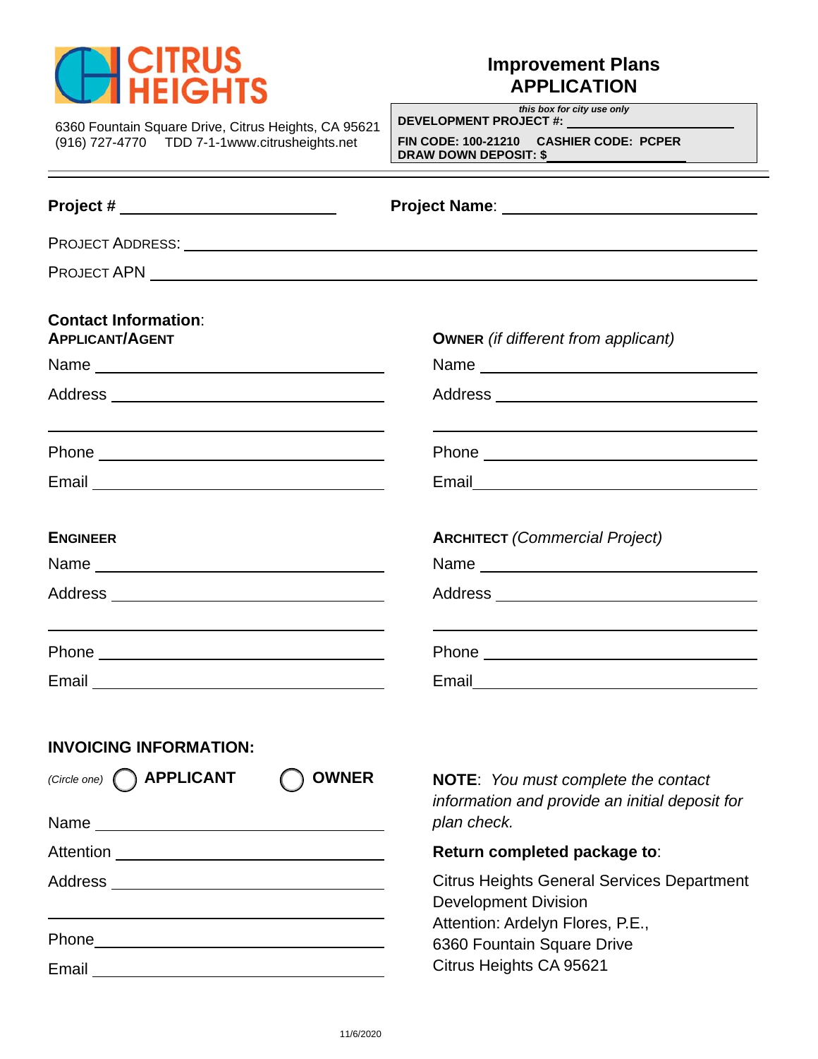CITRUS HEIGHTS

6360 Fountain Square Drive, Citrus Heights, CA 95621
(916) 727-4770 TDD 7-1-1www.citrusheights.net

# Improvement Plans APPLICATION

*this box for city use only*
**DEVELOPMENT PROJECT #:** ____________________
**FIN CODE: 100-21210 CASHIER CODE: PCPER**
**DRAW DOWN DEPOSIT: $** ____________________

---

**Project #** ____________________ **Project Name**: ____________________

PROJECT ADDRESS: ____________________

PROJECT APN ____________________

**Contact Information**:

**APPLICANT/AGENT**

Name ____________________

Address ____________________

____________________

Phone ____________________

Email ____________________

**OWNER** *(if different from applicant)*

Name ____________________

Address ____________________

____________________

Phone ____________________

Email ____________________

**ENGINEER**

Name ____________________

Address ____________________

____________________

Phone ____________________

Email ____________________

**ARCHITECT** *(Commercial Project)*

Name ____________________

Address ____________________

____________________

Phone ____________________

Email ____________________

**INVOICING INFORMATION:**

*(Circle one)* ◯ **APPLICANT** ◯ **OWNER**

Name ____________________

Attention ____________________

Address ____________________

____________________

Phone ____________________

Email ____________________

**NOTE**: *You must complete the contact information and provide an initial deposit for plan check.*

**Return completed package to**:

Citrus Heights General Services Department
Development Division
Attention: Ardelyn Flores, P.E.,
6360 Fountain Square Drive
Citrus Heights CA 95621

11/6/2020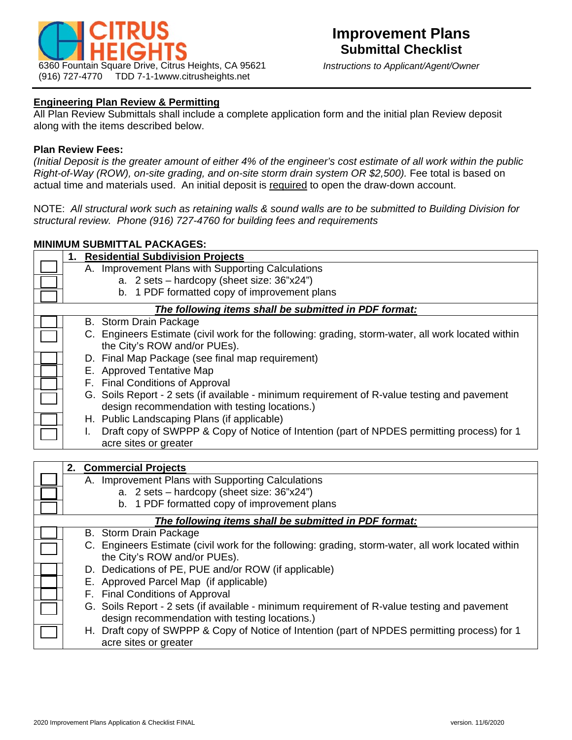**CITRUS HEIGHTS**

6360 Fountain Square Drive, Citrus Heights, CA 95621
(916) 727-4770 TDD 7-1-1www.citrusheights.net

# Improvement Plans
## Submittal Checklist

*Instructions to Applicant/Agent/Owner*

### Engineering Plan Review & Permitting

All Plan Review Submittals shall include a complete application form and the initial plan Review deposit along with the items described below.

**Plan Review Fees:**
*(Initial Deposit is the greater amount of either 4% of the engineer's cost estimate of all work within the public Right-of-Way (ROW), on-site grading, and on-site storm drain system OR $2,500).* Fee total is based on actual time and materials used. An initial deposit is required to open the draw-down account.

NOTE: *All structural work such as retaining walls & sound walls are to be submitted to Building Division for structural review. Phone (916) 727-4760 for building fees and requirements*

**MINIMUM SUBMITTAL PACKAGES:**

| | **1. Residential Subdivision Projects** |
|---|---|
| ☐ | A. Improvement Plans with Supporting Calculations |
| ☐ | a. 2 sets – hardcopy (sheet size: 36"x24") |
| ☐ | b. 1 PDF formatted copy of improvement plans |
| | ***The following items shall be submitted in PDF format:*** |
| ☐ | B. Storm Drain Package |
| ☐ | C. Engineers Estimate (civil work for the following: grading, storm-water, all work located within the City's ROW and/or PUEs). |
| ☐ | D. Final Map Package (see final map requirement) |
| ☐ | E. Approved Tentative Map |
| ☐ | F. Final Conditions of Approval |
| ☐ | G. Soils Report - 2 sets (if available - minimum requirement of R-value testing and pavement design recommendation with testing locations.) |
| ☐ | H. Public Landscaping Plans (if applicable) |
| ☐ | I. Draft copy of SWPPP & Copy of Notice of Intention (part of NPDES permitting process) for 1 acre sites or greater |

| | **2. Commercial Projects** |
|---|---|
| ☐ | A. Improvement Plans with Supporting Calculations |
| ☐ | a. 2 sets – hardcopy (sheet size: 36"x24") |
| ☐ | b. 1 PDF formatted copy of improvement plans |
| | ***The following items shall be submitted in PDF format:*** |
| ☐ | B. Storm Drain Package |
| ☐ | C. Engineers Estimate (civil work for the following: grading, storm-water, all work located within the City's ROW and/or PUEs). |
| ☐ | D. Dedications of PE, PUE and/or ROW (if applicable) |
| ☐ | E. Approved Parcel Map (if applicable) |
| ☐ | F. Final Conditions of Approval |
| ☐ | G. Soils Report - 2 sets (if available - minimum requirement of R-value testing and pavement design recommendation with testing locations.) |
| ☐ | H. Draft copy of SWPPP & Copy of Notice of Intention (part of NPDES permitting process) for 1 acre sites or greater |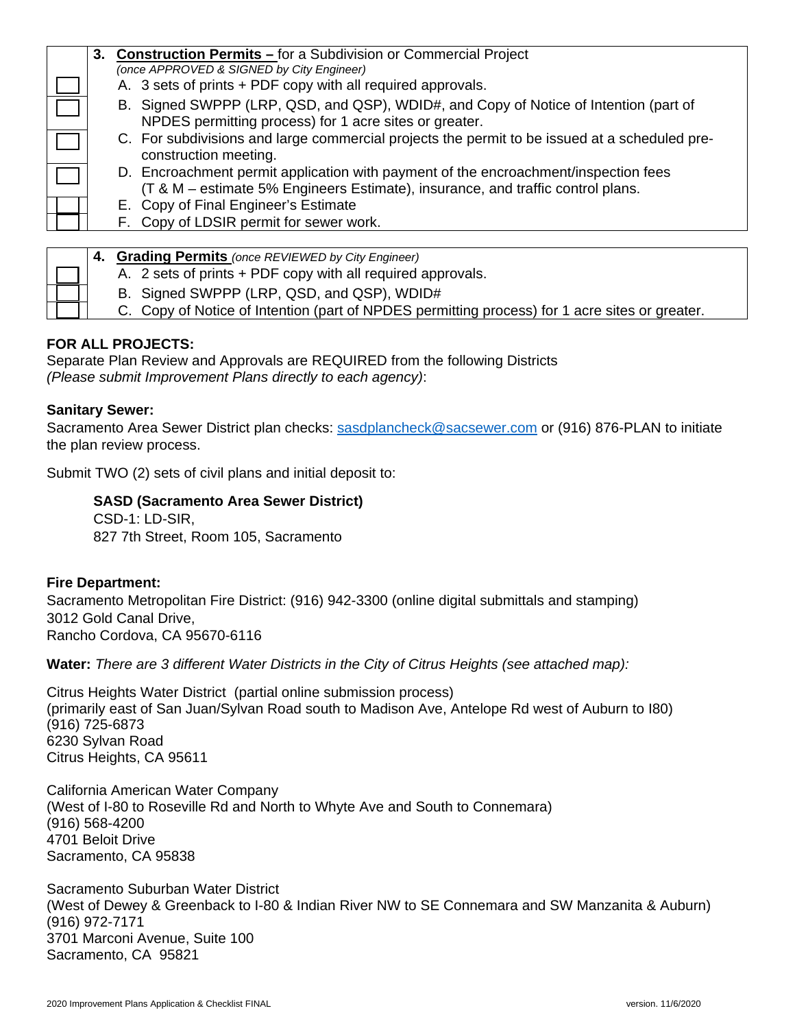| | |
|---|---|
| | **3. Construction Permits –** for a Subdivision or Commercial Project<br>*(once APPROVED & SIGNED by City Engineer)* |
| ☐ | A. 3 sets of prints + PDF copy with all required approvals. |
| ☐ | B. Signed SWPPP (LRP, QSD, and QSP), WDID#, and Copy of Notice of Intention (part of NPDES permitting process) for 1 acre sites or greater. |
| ☐ | C. For subdivisions and large commercial projects the permit to be issued at a scheduled pre-construction meeting. |
| ☐ | D. Encroachment permit application with payment of the encroachment/inspection fees (T & M – estimate 5% Engineers Estimate), insurance, and traffic control plans. |
| ☐ | E. Copy of Final Engineer's Estimate |
| ☐ | F. Copy of LDSIR permit for sewer work. |

| | |
|---|---|
| | **4. Grading Permits** *(once REVIEWED by City Engineer)* |
| ☐ | A. 2 sets of prints + PDF copy with all required approvals. |
| ☐ | B. Signed SWPPP (LRP, QSD, and QSP), WDID# |
| ☐ | C. Copy of Notice of Intention (part of NPDES permitting process) for 1 acre sites or greater. |

**FOR ALL PROJECTS:**
Separate Plan Review and Approvals are REQUIRED from the following Districts *(Please submit Improvement Plans directly to each agency)*:

**Sanitary Sewer:**
Sacramento Area Sewer District plan checks: sasdplancheck@sacsewer.com or (916) 876-PLAN to initiate the plan review process.

Submit TWO (2) sets of civil plans and initial deposit to:

**SASD (Sacramento Area Sewer District)**
CSD-1: LD-SIR,
827 7th Street, Room 105, Sacramento

**Fire Department:**
Sacramento Metropolitan Fire District: (916) 942-3300 (online digital submittals and stamping)
3012 Gold Canal Drive,
Rancho Cordova, CA 95670-6116

**Water:** *There are 3 different Water Districts in the City of Citrus Heights (see attached map):*

Citrus Heights Water District (partial online submission process)
(primarily east of San Juan/Sylvan Road south to Madison Ave, Antelope Rd west of Auburn to I80)
(916) 725-6873
6230 Sylvan Road
Citrus Heights, CA 95611

California American Water Company
(West of I-80 to Roseville Rd and North to Whyte Ave and South to Connemara)
(916) 568-4200
4701 Beloit Drive
Sacramento, CA 95838

Sacramento Suburban Water District
(West of Dewey & Greenback to I-80 & Indian River NW to SE Connemara and SW Manzanita & Auburn)
(916) 972-7171
3701 Marconi Avenue, Suite 100
Sacramento, CA 95821